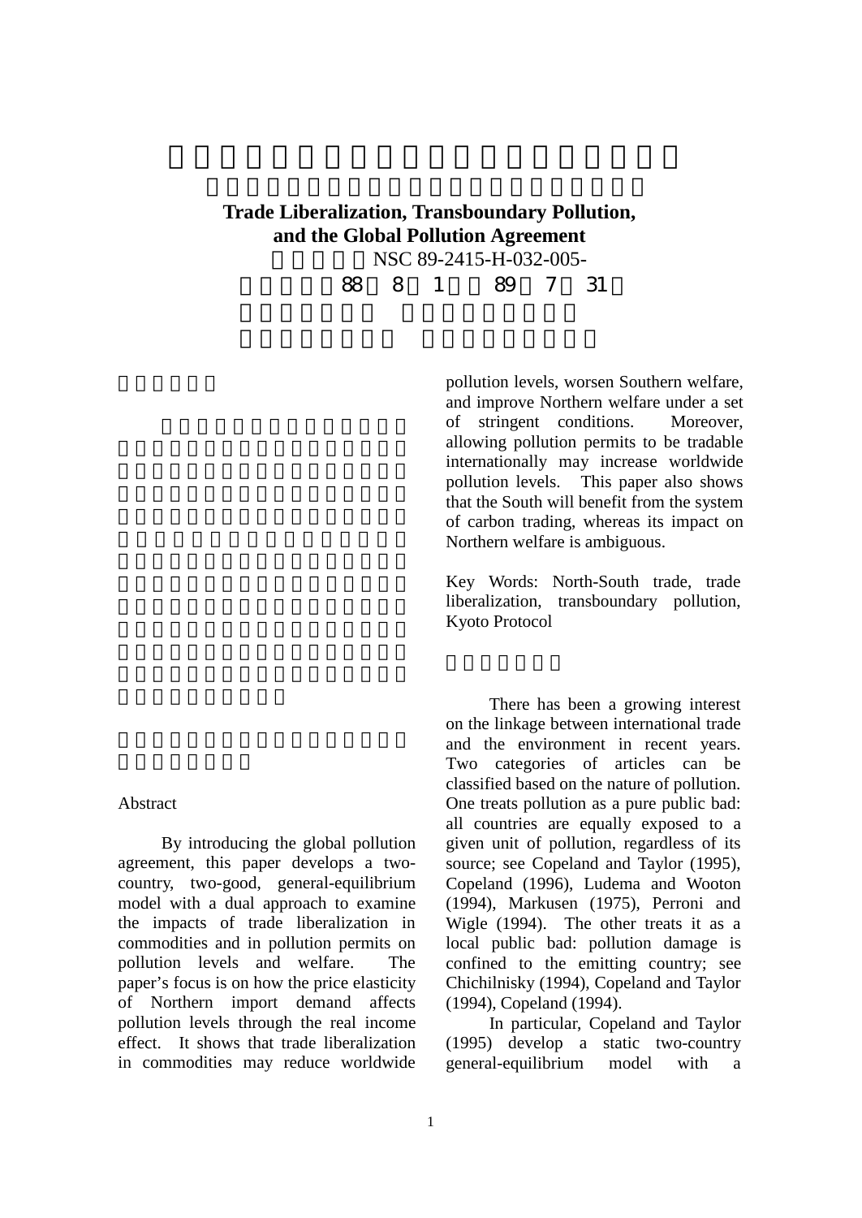**Trade Liberalization, Transboundary Pollution, and the Global Pollution Agreement**

NSC 89-2415-H-032-005-

88 8 1 89 7 31

Abstract

By introducing the global pollution agreement, this paper develops a two-country, two-good, general-equilibrium model with a dual approach to examine the impacts of trade liberalization in commodities and in pollution permits on pollution levels and welfare. The paper's focus is on how the price elasticity of Northern import demand affects pollution levels through the real income effect. It shows that trade liberalization in commodities may reduce worldwide pollution levels, worsen Southern welfare, and improve Northern welfare under a set of stringent conditions. Moreover, allowing pollution permits to be tradable internationally may increase worldwide pollution levels. This paper also shows that the South will benefit from the system of carbon trading, whereas its impact on Northern welfare is ambiguous.

Key Words: North-South trade, trade liberalization, transboundary pollution, Kyoto Protocol

There has been a growing interest on the linkage between international trade and the environment in recent years. Two categories of articles can be classified based on the nature of pollution. One treats pollution as a pure public bad: all countries are equally exposed to a given unit of pollution, regardless of its source; see Copeland and Taylor (1995), Copeland (1996), Ludema and Wooton (1994), Markusen (1975), Perroni and Wigle (1994). The other treats it as a local public bad: pollution damage is confined to the emitting country; see Chichilnisky (1994), Copeland and Taylor (1994), Copeland (1994).

In particular, Copeland and Taylor (1995) develop a static two-country general-equilibrium model with a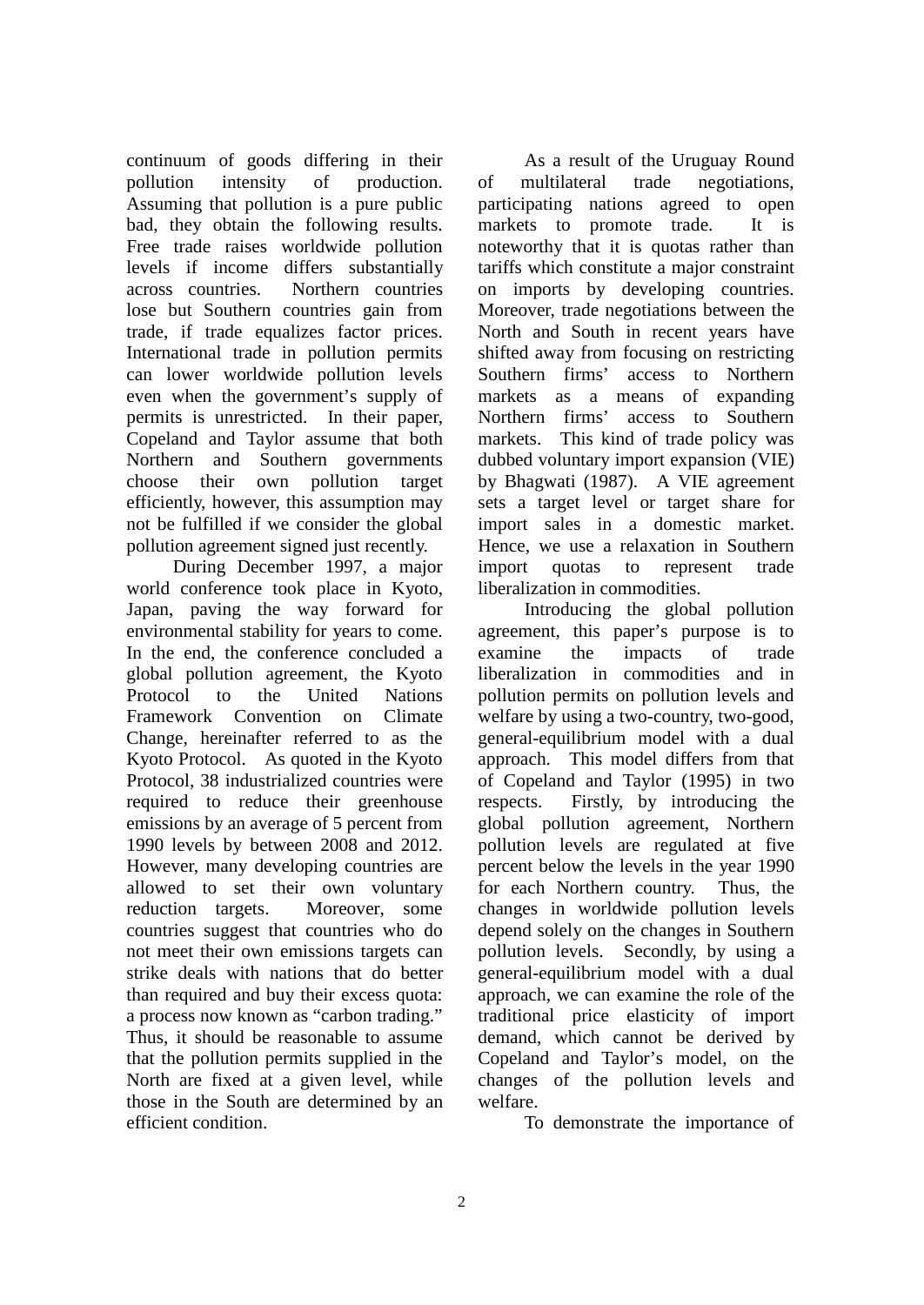continuum of goods differing in their pollution intensity of production. Assuming that pollution is a pure public bad, they obtain the following results. Free trade raises worldwide pollution levels if income differs substantially across countries. Northern countries lose but Southern countries gain from trade, if trade equalizes factor prices. International trade in pollution permits can lower worldwide pollution levels even when the government's supply of permits is unrestricted. In their paper, Copeland and Taylor assume that both Northern and Southern governments choose their own pollution target efficiently, however, this assumption may not be fulfilled if we consider the global pollution agreement signed just recently.

During December 1997, a major world conference took place in Kyoto, Japan, paving the way forward for environmental stability for years to come. In the end, the conference concluded a global pollution agreement, the Kyoto Protocol to the United Nations Framework Convention on Climate Change, hereinafter referred to as the Kyoto Protocol. As quoted in the Kyoto Protocol, 38 industrialized countries were required to reduce their greenhouse emissions by an average of 5 percent from 1990 levels by between 2008 and 2012. However, many developing countries are allowed to set their own voluntary reduction targets. Moreover, some countries suggest that countries who do not meet their own emissions targets can strike deals with nations that do better than required and buy their excess quota: a process now known as "carbon trading." Thus, it should be reasonable to assume that the pollution permits supplied in the North are fixed at a given level, while those in the South are determined by an efficient condition.

As a result of the Uruguay Round of multilateral trade negotiations, participating nations agreed to open markets to promote trade. It is noteworthy that it is quotas rather than tariffs which constitute a major constraint on imports by developing countries. Moreover, trade negotiations between the North and South in recent years have shifted away from focusing on restricting Southern firms' access to Northern markets as a means of expanding Northern firms' access to Southern markets. This kind of trade policy was dubbed voluntary import expansion (VIE) by Bhagwati (1987). A VIE agreement sets a target level or target share for import sales in a domestic market. Hence, we use a relaxation in Southern import quotas to represent trade liberalization in commodities.

Introducing the global pollution agreement, this paper's purpose is to examine the impacts of trade liberalization in commodities and in pollution permits on pollution levels and welfare by using a two-country, two-good, general-equilibrium model with a dual approach. This model differs from that of Copeland and Taylor (1995) in two respects. Firstly, by introducing the global pollution agreement, Northern pollution levels are regulated at five percent below the levels in the year 1990 for each Northern country. Thus, the changes in worldwide pollution levels depend solely on the changes in Southern pollution levels. Secondly, by using a general-equilibrium model with a dual approach, we can examine the role of the traditional price elasticity of import demand, which cannot be derived by Copeland and Taylor's model, on the changes of the pollution levels and welfare.

To demonstrate the importance of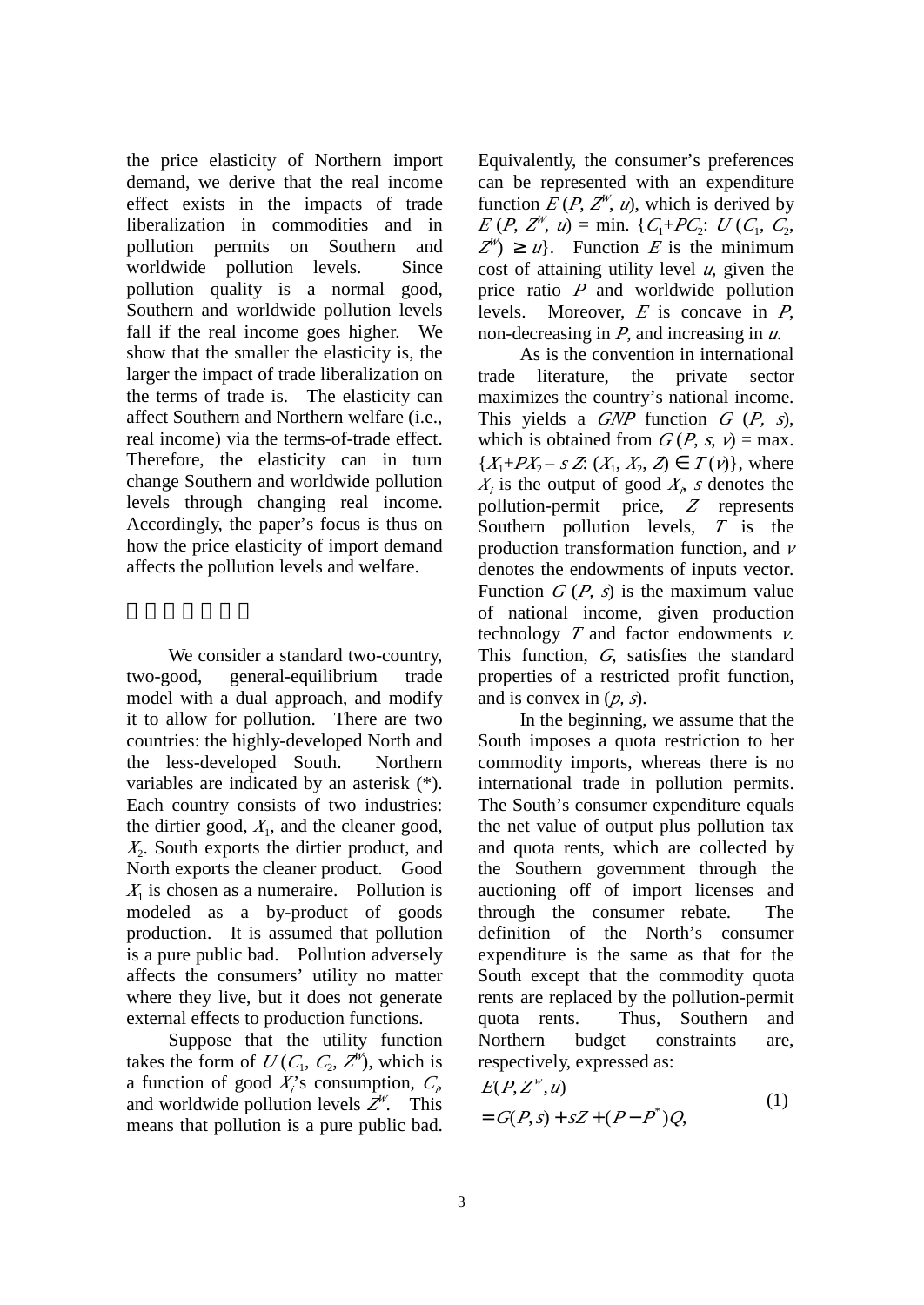the price elasticity of Northern import demand, we derive that the real income effect exists in the impacts of trade liberalization in commodities and in pollution permits on Southern and worldwide pollution levels. Since pollution quality is a normal good, Southern and worldwide pollution levels fall if the real income goes higher. We show that the smaller the elasticity is, the larger the impact of trade liberalization on the terms of trade is. The elasticity can affect Southern and Northern welfare (i.e., real income) via the terms-of-trade effect. Therefore, the elasticity can in turn change Southern and worldwide pollution levels through changing real income. Accordingly, the paper's focus is thus on how the price elasticity of import demand affects the pollution levels and welfare.

## □□□□□□

We consider a standard two-country, two-good, general-equilibrium trade model with a dual approach, and modify it to allow for pollution. There are two countries: the highly-developed North and the less-developed South. Northern variables are indicated by an asterisk (*). Each country consists of two industries: the dirtier good, $X_1$, and the cleaner good, $X_2$. South exports the dirtier product, and North exports the cleaner product. Good $X_1$ is chosen as a numeraire. Pollution is modeled as a by-product of goods production. It is assumed that pollution is a pure public bad. Pollution adversely affects the consumers' utility no matter where they live, but it does not generate external effects to production functions.

Suppose that the utility function takes the form of $U(C_1, C_2, Z^W)$, which is a function of good $X_i$'s consumption, $C_i$, and worldwide pollution levels $Z^W$. This means that pollution is a pure public bad. Equivalently, the consumer's preferences can be represented with an expenditure function $E(P, Z^W, u)$, which is derived by $E(P, Z^W, u) = \min.\{C_1+PC_2: U(C_1, C_2, Z^W) \geq u\}$. Function $E$ is the minimum cost of attaining utility level $u$, given the price ratio $P$ and worldwide pollution levels. Moreover, $E$ is concave in $P$, non-decreasing in $P$, and increasing in $u$.

As is the convention in international trade literature, the private sector maximizes the country's national income. This yields a *GNP* function $G(P, s)$, which is obtained from $G(P, s, v) = \max.\{X_1+PX_2 - sZ: (X_1, X_2, Z) \in T(v)\}$, where $X_i$ is the output of good $X_i$, $s$ denotes the pollution-permit price, $Z$ represents Southern pollution levels, $T$ is the production transformation function, and $v$ denotes the endowments of inputs vector. Function $G(P, s)$ is the maximum value of national income, given production technology $T$ and factor endowments $v$. This function, $G$, satisfies the standard properties of a restricted profit function, and is convex in $(p, s)$.

In the beginning, we assume that the South imposes a quota restriction to her commodity imports, whereas there is no international trade in pollution permits. The South's consumer expenditure equals the net value of output plus pollution tax and quota rents, which are collected by the Southern government through the auctioning off of import licenses and through the consumer rebate. The definition of the North's consumer expenditure is the same as that for the South except that the commodity quota rents are replaced by the pollution-permit quota rents. Thus, Southern and Northern budget constraints are, respectively, expressed as:

$$
\begin{aligned}
&E(P, Z^w, u) \\
&= G(P, s) + sZ + (P - P^*)Q,
\end{aligned}
\tag{1}
$$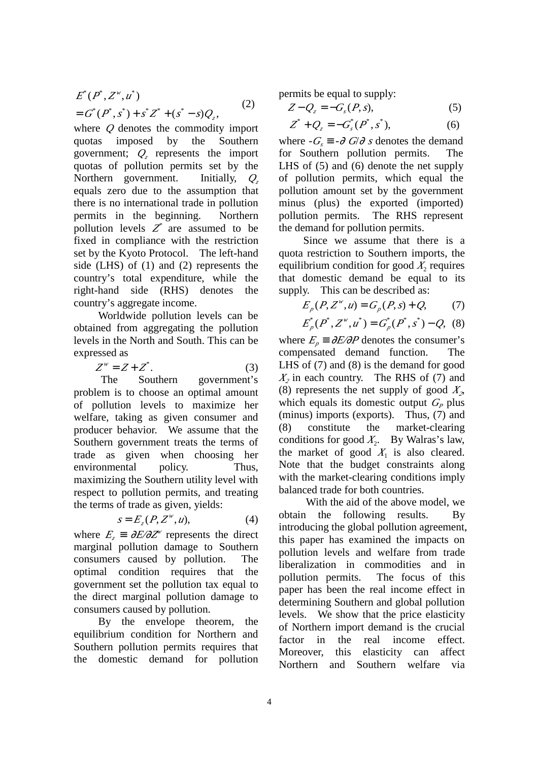$$E^*(P^*, Z^w, u^*) = G^*(P^*, s^*) + s^* Z^* + (s^* - s) Q_z, \quad (2)$$

where $Q$ denotes the commodity import quotas imposed by the Southern government; $Q_z$ represents the import quotas of pollution permits set by the Northern government. Initially, $Q_z$ equals zero due to the assumption that there is no international trade in pollution permits in the beginning. Northern pollution levels $Z^*$ are assumed to be fixed in compliance with the restriction set by the Kyoto Protocol. The left-hand side (LHS) of (1) and (2) represents the country's total expenditure, while the right-hand side (RHS) denotes the country's aggregate income.

Worldwide pollution levels can be obtained from aggregating the pollution levels in the North and South. This can be expressed as

$$Z^w = Z + Z^*. \quad (3)$$

The Southern government's problem is to choose an optimal amount of pollution levels to maximize her welfare, taking as given consumer and producer behavior. We assume that the Southern government treats the terms of trade as given when choosing her environmental policy. Thus, maximizing the Southern utility level with respect to pollution permits, and treating the terms of trade as given, yields:

$$s = E_z(P, Z^w, u), \quad (4)$$

where $E_z \equiv \partial E/\partial Z^w$ represents the direct marginal pollution damage to Southern consumers caused by pollution. The optimal condition requires that the government set the pollution tax equal to the direct marginal pollution damage to consumers caused by pollution.

By the envelope theorem, the equilibrium condition for Northern and Southern pollution permits requires that the domestic demand for pollution permits be equal to supply:

$$Z - Q_z = -G_s(P, s), \quad (5)$$

$$Z^* + Q_z = -G_s^*(P^*, s^*), \quad (6)$$

where $-G_s \equiv -\partial G/\partial s$ denotes the demand for Southern pollution permits. The LHS of (5) and (6) denote the net supply of pollution permits, which equal the pollution amount set by the government minus (plus) the exported (imported) pollution permits. The RHS represent the demand for pollution permits.

Since we assume that there is a quota restriction to Southern imports, the equilibrium condition for good $X_2$ requires that domestic demand be equal to its supply. This can be described as:

$$E_p(P, Z^w, u) = G_p(P, s) + Q, \quad (7)$$

$$E_p^*(P^*, Z^w, u^*) = G_p^*(P^*, s^*) - Q, \quad (8)$$

where $E_p \equiv \partial E/\partial P$ denotes the consumer's compensated demand function. The LHS of (7) and (8) is the demand for good $X_2$ in each country. The RHS of (7) and (8) represents the net supply of good $X_2$, which equals its domestic output $G_P$ plus (minus) imports (exports). Thus, (7) and (8) constitute the market-clearing conditions for good $X_2$. By Walras's law, the market of good $X_1$ is also cleared. Note that the budget constraints along with the market-clearing conditions imply balanced trade for both countries.

With the aid of the above model, we obtain the following results. By introducing the global pollution agreement, this paper has examined the impacts on pollution levels and welfare from trade liberalization in commodities and in pollution permits. The focus of this paper has been the real income effect in determining Southern and global pollution levels. We show that the price elasticity of Northern import demand is the crucial factor in the real income effect. Moreover, this elasticity can affect Northern and Southern welfare via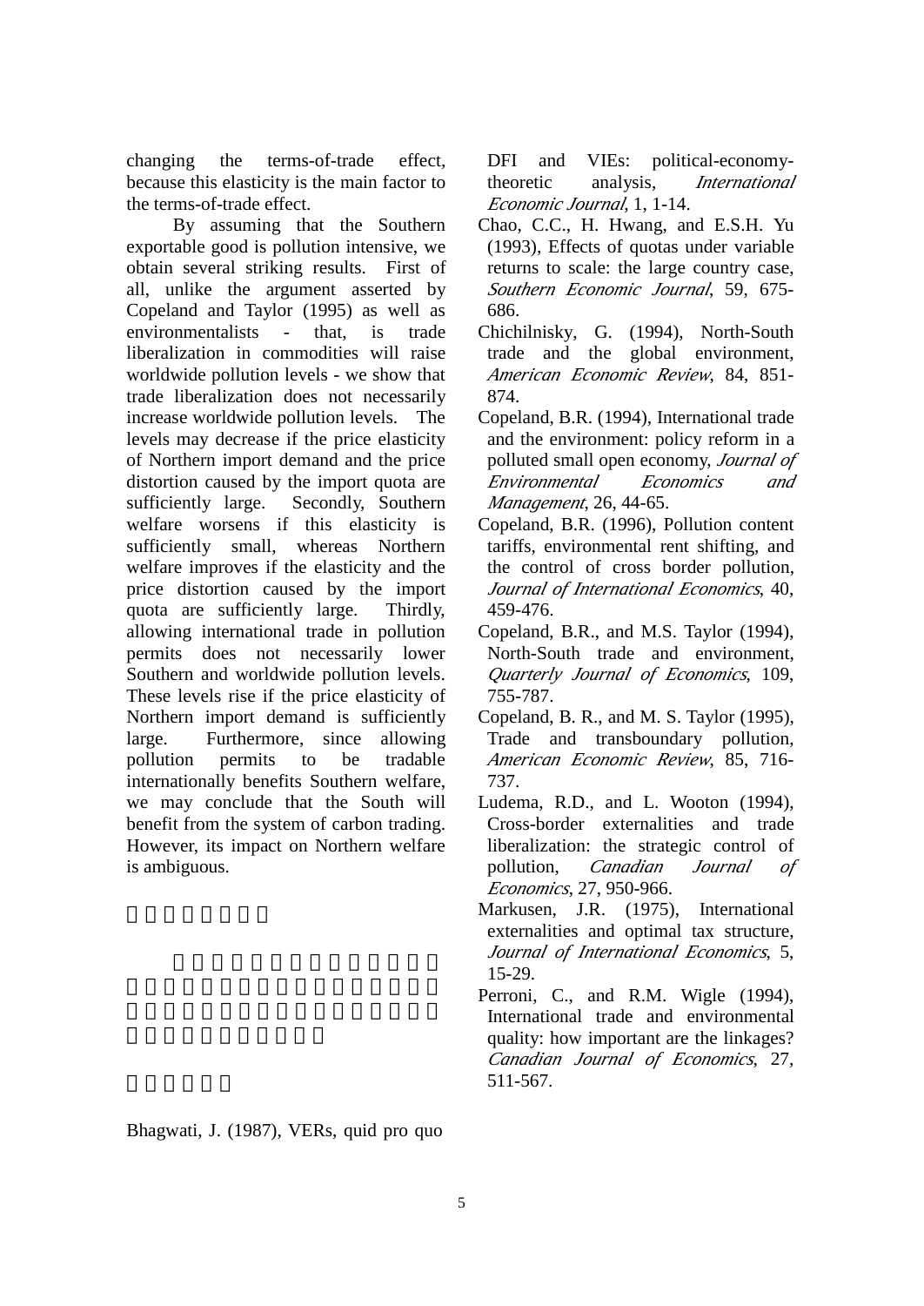changing the terms-of-trade effect, because this elasticity is the main factor to the terms-of-trade effect.

By assuming that the Southern exportable good is pollution intensive, we obtain several striking results. First of all, unlike the argument asserted by Copeland and Taylor (1995) as well as environmentalists - that, is trade liberalization in commodities will raise worldwide pollution levels - we show that trade liberalization does not necessarily increase worldwide pollution levels. The levels may decrease if the price elasticity of Northern import demand and the price distortion caused by the import quota are sufficiently large. Secondly, Southern welfare worsens if this elasticity is sufficiently small, whereas Northern welfare improves if the elasticity and the price distortion caused by the import quota are sufficiently large. Thirdly, allowing international trade in pollution permits does not necessarily lower Southern and worldwide pollution levels. These levels rise if the price elasticity of Northern import demand is sufficiently large. Furthermore, since allowing pollution permits to be tradable internationally benefits Southern welfare, we may conclude that the South will benefit from the system of carbon trading. However, its impact on Northern welfare is ambiguous.

Bhagwati, J. (1987), VERs, quid pro quo DFI and VIEs: political-economy-theoretic analysis, *International Economic Journal*, 1, 1-14.

Chao, C.C., H. Hwang, and E.S.H. Yu (1993), Effects of quotas under variable returns to scale: the large country case, *Southern Economic Journal*, 59, 675-686.

Chichilnisky, G. (1994), North-South trade and the global environment, *American Economic Review*, 84, 851-874.

Copeland, B.R. (1994), International trade and the environment: policy reform in a polluted small open economy, *Journal of Environmental Economics and Management*, 26, 44-65.

Copeland, B.R. (1996), Pollution content tariffs, environmental rent shifting, and the control of cross border pollution, *Journal of International Economics*, 40, 459-476.

Copeland, B.R., and M.S. Taylor (1994), North-South trade and environment, *Quarterly Journal of Economics*, 109, 755-787.

Copeland, B. R., and M. S. Taylor (1995), Trade and transboundary pollution, *American Economic Review*, 85, 716-737.

Ludema, R.D., and L. Wooton (1994), Cross-border externalities and trade liberalization: the strategic control of pollution, *Canadian Journal of Economics*, 27, 950-966.

Markusen, J.R. (1975), International externalities and optimal tax structure, *Journal of International Economics*, 5, 15-29.

Perroni, C., and R.M. Wigle (1994), International trade and environmental quality: how important are the linkages? *Canadian Journal of Economics*, 27, 511-567.